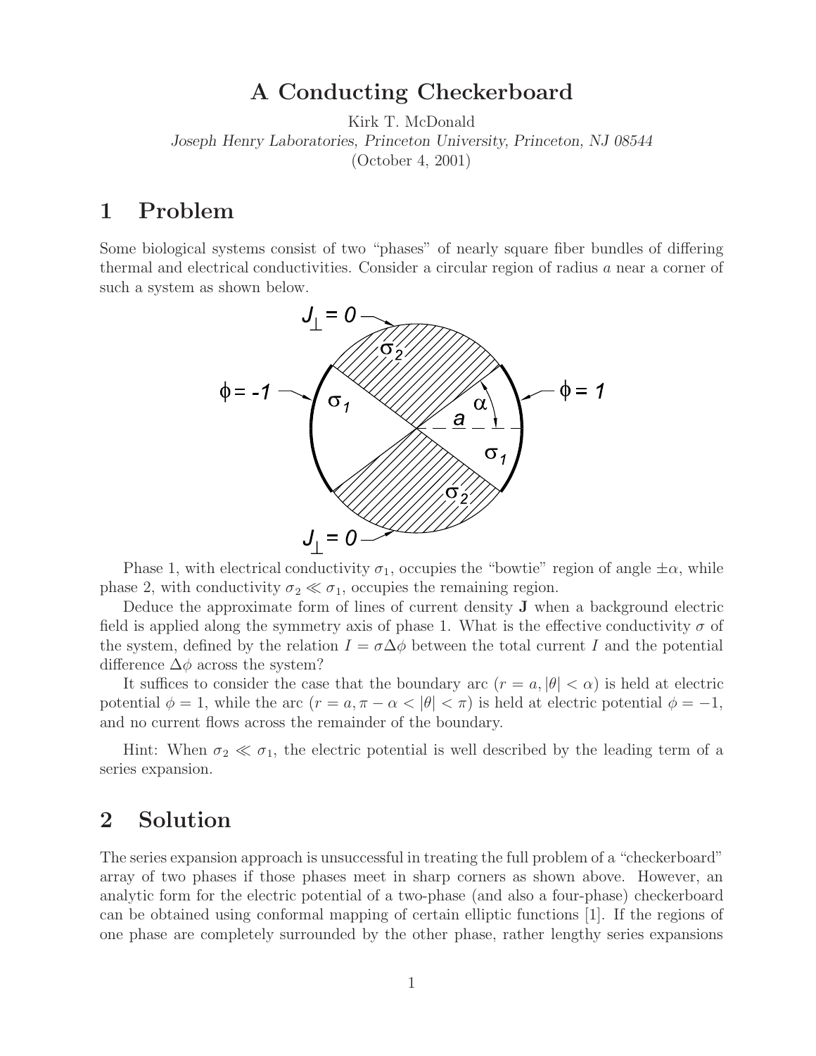# A Conducting Checkerboard

Kirk T. McDonald

*Joseph Henry Laboratories, Princeton University, Princeton, NJ 08544*

(October 4, 2001)

## 1 Problem

Some biological systems consist of two "phases" of nearly square fiber bundles of differing thermal and electrical conductivities. Consider a circular region of radius $a$ near a corner of such a system as shown below.

Phase 1, with electrical conductivity $\sigma_1$, occupies the "bowtie" region of angle $\pm\alpha$, while phase 2, with conductivity $\sigma_2 \ll \sigma_1$, occupies the remaining region.

Deduce the approximate form of lines of current density $\mathbf{J}$ when a background electric field is applied along the symmetry axis of phase 1. What is the effective conductivity $\sigma$ of the system, defined by the relation $I = \sigma \Delta\phi$ between the total current $I$ and the potential difference $\Delta\phi$ across the system?

It suffices to consider the case that the boundary arc ($r = a, |\theta| < \alpha$) is held at electric potential $\phi = 1$, while the arc ($r = a, \pi - \alpha < |\theta| < \pi$) is held at electric potential $\phi = -1$, and no current flows across the remainder of the boundary.

Hint: When $\sigma_2 \ll \sigma_1$, the electric potential is well described by the leading term of a series expansion.

## 2 Solution

The series expansion approach is unsuccessful in treating the full problem of a "checkerboard" array of two phases if those phases meet in sharp corners as shown above. However, an analytic form for the electric potential of a two-phase (and also a four-phase) checkerboard can be obtained using conformal mapping of certain elliptic functions [1]. If the regions of one phase are completely surrounded by the other phase, rather lengthy series expansions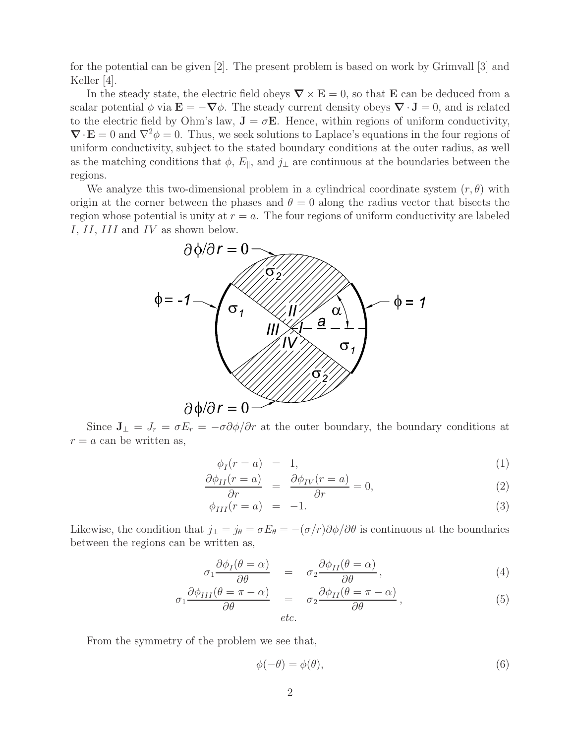for the potential can be given [2]. The present problem is based on work by Grimvall [3] and Keller [4].

In the steady state, the electric field obeys $\boldsymbol{\nabla} \times \mathbf{E} = 0$, so that $\mathbf{E}$ can be deduced from a scalar potential $\phi$ via $\mathbf{E} = -\boldsymbol{\nabla}\phi$. The steady current density obeys $\boldsymbol{\nabla} \cdot \mathbf{J} = 0$, and is related to the electric field by Ohm's law, $\mathbf{J} = \sigma \mathbf{E}$. Hence, within regions of uniform conductivity, $\boldsymbol{\nabla} \cdot \mathbf{E} = 0$ and $\nabla^2 \phi = 0$. Thus, we seek solutions to Laplace's equations in the four regions of uniform conductivity, subject to the stated boundary conditions at the outer radius, as well as the matching conditions that $\phi$, $E_\parallel$, and $j_\perp$ are continuous at the boundaries between the regions.

We analyze this two-dimensional problem in a cylindrical coordinate system $(r, \theta)$ with origin at the corner between the phases and $\theta = 0$ along the radius vector that bisects the region whose potential is unity at $r = a$. The four regions of uniform conductivity are labeled $I$, $II$, $III$ and $IV$ as shown below.

Since $\mathbf{J}_\perp = J_r = \sigma E_r = -\sigma \partial\phi/\partial r$ at the outer boundary, the boundary conditions at $r = a$ can be written as,

$$\phi_I(r = a) = 1, \tag{1}$$

$$\frac{\partial \phi_{II}(r = a)}{\partial r} = \frac{\partial \phi_{IV}(r = a)}{\partial r} = 0, \tag{2}$$

$$\phi_{III}(r = a) = -1. \tag{3}$$

Likewise, the condition that $j_\perp = j_\theta = \sigma E_\theta = -(\sigma/r)\partial\phi/\partial\theta$ is continuous at the boundaries between the regions can be written as,

$$\sigma_1 \frac{\partial \phi_I(\theta = \alpha)}{\partial \theta} = \sigma_2 \frac{\partial \phi_{II}(\theta = \alpha)}{\partial \theta}, \tag{4}$$

$$\sigma_1 \frac{\partial \phi_{III}(\theta = \pi - \alpha)}{\partial \theta} = \sigma_2 \frac{\partial \phi_{II}(\theta = \pi - \alpha)}{\partial \theta}, \tag{5}$$

*etc.*

From the symmetry of the problem we see that,

$$\phi(-\theta) = \phi(\theta), \tag{6}$$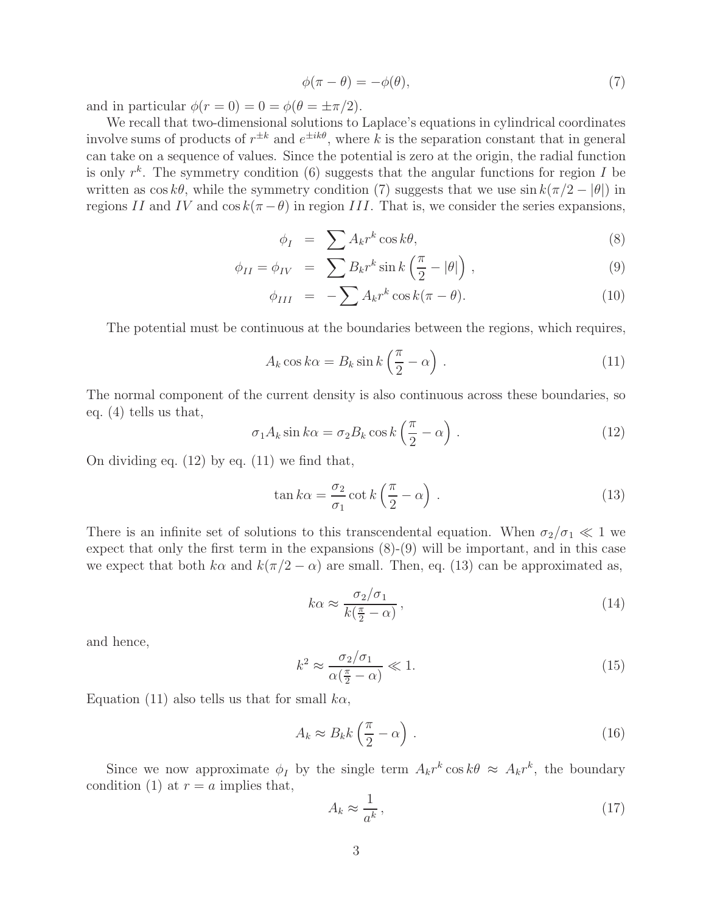$$\phi(\pi - \theta) = -\phi(\theta), \tag{7}$$

and in particular $\phi(r = 0) = 0 = \phi(\theta = \pm\pi/2)$.

We recall that two-dimensional solutions to Laplace's equations in cylindrical coordinates involve sums of products of $r^{\pm k}$ and $e^{\pm ik\theta}$, where $k$ is the separation constant that in general can take on a sequence of values. Since the potential is zero at the origin, the radial function is only $r^k$. The symmetry condition (6) suggests that the angular functions for region $I$ be written as $\cos k\theta$, while the symmetry condition (7) suggests that we use $\sin k(\pi/2 - |\theta|)$ in regions $II$ and $IV$ and $\cos k(\pi - \theta)$ in region $III$. That is, we consider the series expansions,

$$\phi_I = \sum A_k r^k \cos k\theta, \tag{8}$$

$$\phi_{II} = \phi_{IV} = \sum B_k r^k \sin k\left(\frac{\pi}{2} - |\theta|\right), \tag{9}$$

$$\phi_{III} = -\sum A_k r^k \cos k(\pi - \theta). \tag{10}$$

The potential must be continuous at the boundaries between the regions, which requires,

$$A_k \cos k\alpha = B_k \sin k\left(\frac{\pi}{2} - \alpha\right). \tag{11}$$

The normal component of the current density is also continuous across these boundaries, so eq. (4) tells us that,

$$\sigma_1 A_k \sin k\alpha = \sigma_2 B_k \cos k\left(\frac{\pi}{2} - \alpha\right). \tag{12}$$

On dividing eq. (12) by eq. (11) we find that,

$$\tan k\alpha = \frac{\sigma_2}{\sigma_1} \cot k\left(\frac{\pi}{2} - \alpha\right). \tag{13}$$

There is an infinite set of solutions to this transcendental equation. When $\sigma_2/\sigma_1 \ll 1$ we expect that only the first term in the expansions (8)-(9) will be important, and in this case we expect that both $k\alpha$ and $k(\pi/2 - \alpha)$ are small. Then, eq. (13) can be approximated as,

$$k\alpha \approx \frac{\sigma_2/\sigma_1}{k(\frac{\pi}{2} - \alpha)}, \tag{14}$$

and hence,

$$k^2 \approx \frac{\sigma_2/\sigma_1}{\alpha(\frac{\pi}{2} - \alpha)} \ll 1. \tag{15}$$

Equation (11) also tells us that for small $k\alpha$,

$$A_k \approx B_k k\left(\frac{\pi}{2} - \alpha\right). \tag{16}$$

Since we now approximate $\phi_I$ by the single term $A_k r^k \cos k\theta \approx A_k r^k$, the boundary condition (1) at $r = a$ implies that,

$$A_k \approx \frac{1}{a^k}, \tag{17}$$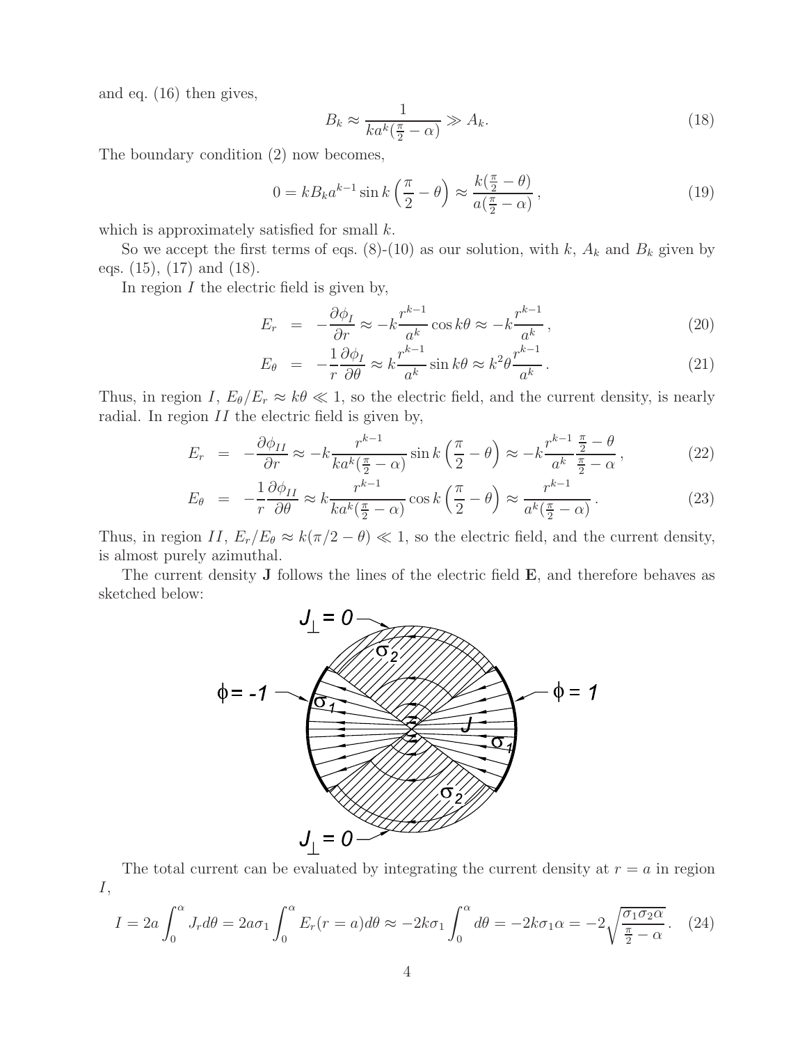and eq. (16) then gives,

$$B_k \approx \frac{1}{ka^k(\frac{\pi}{2} - \alpha)} \gg A_k. \tag{18}$$

The boundary condition (2) now becomes,

$$0 = kB_k a^{k-1} \sin k\left(\frac{\pi}{2} - \theta\right) \approx \frac{k(\frac{\pi}{2} - \theta)}{a(\frac{\pi}{2} - \alpha)}, \tag{19}$$

which is approximately satisfied for small $k$.

So we accept the first terms of eqs. (8)-(10) as our solution, with $k$, $A_k$ and $B_k$ given by eqs. (15), (17) and (18).

In region $I$ the electric field is given by,

$$E_r = -\frac{\partial \phi_I}{\partial r} \approx -k\frac{r^{k-1}}{a^k}\cos k\theta \approx -k\frac{r^{k-1}}{a^k}, \tag{20}$$

$$E_\theta = -\frac{1}{r}\frac{\partial \phi_I}{\partial \theta} \approx k\frac{r^{k-1}}{a^k}\sin k\theta \approx k^2\theta\frac{r^{k-1}}{a^k}. \tag{21}$$

Thus, in region $I$, $E_\theta/E_r \approx k\theta \ll 1$, so the electric field, and the current density, is nearly radial. In region $II$ the electric field is given by,

$$E_r = -\frac{\partial \phi_{II}}{\partial r} \approx -k\frac{r^{k-1}}{ka^k(\frac{\pi}{2} - \alpha)}\sin k\left(\frac{\pi}{2} - \theta\right) \approx -k\frac{r^{k-1}}{a^k}\frac{\frac{\pi}{2} - \theta}{\frac{\pi}{2} - \alpha}, \tag{22}$$

$$E_\theta = -\frac{1}{r}\frac{\partial \phi_{II}}{\partial \theta} \approx k\frac{r^{k-1}}{ka^k(\frac{\pi}{2} - \alpha)}\cos k\left(\frac{\pi}{2} - \theta\right) \approx \frac{r^{k-1}}{a^k(\frac{\pi}{2} - \alpha)}. \tag{23}$$

Thus, in region $II$, $E_r/E_\theta \approx k(\pi/2 - \theta) \ll 1$, so the electric field, and the current density, is almost purely azimuthal.

The current density $\mathbf{J}$ follows the lines of the electric field $\mathbf{E}$, and therefore behaves as sketched below:

The total current can be evaluated by integrating the current density at $r = a$ in region $I$,

$$I = 2a\int_0^\alpha J_r d\theta = 2a\sigma_1\int_0^\alpha E_r(r = a)d\theta \approx -2k\sigma_1\int_0^\alpha d\theta = -2k\sigma_1\alpha = -2\sqrt{\frac{\sigma_1\sigma_2\alpha}{\frac{\pi}{2} - \alpha}}. \tag{24}$$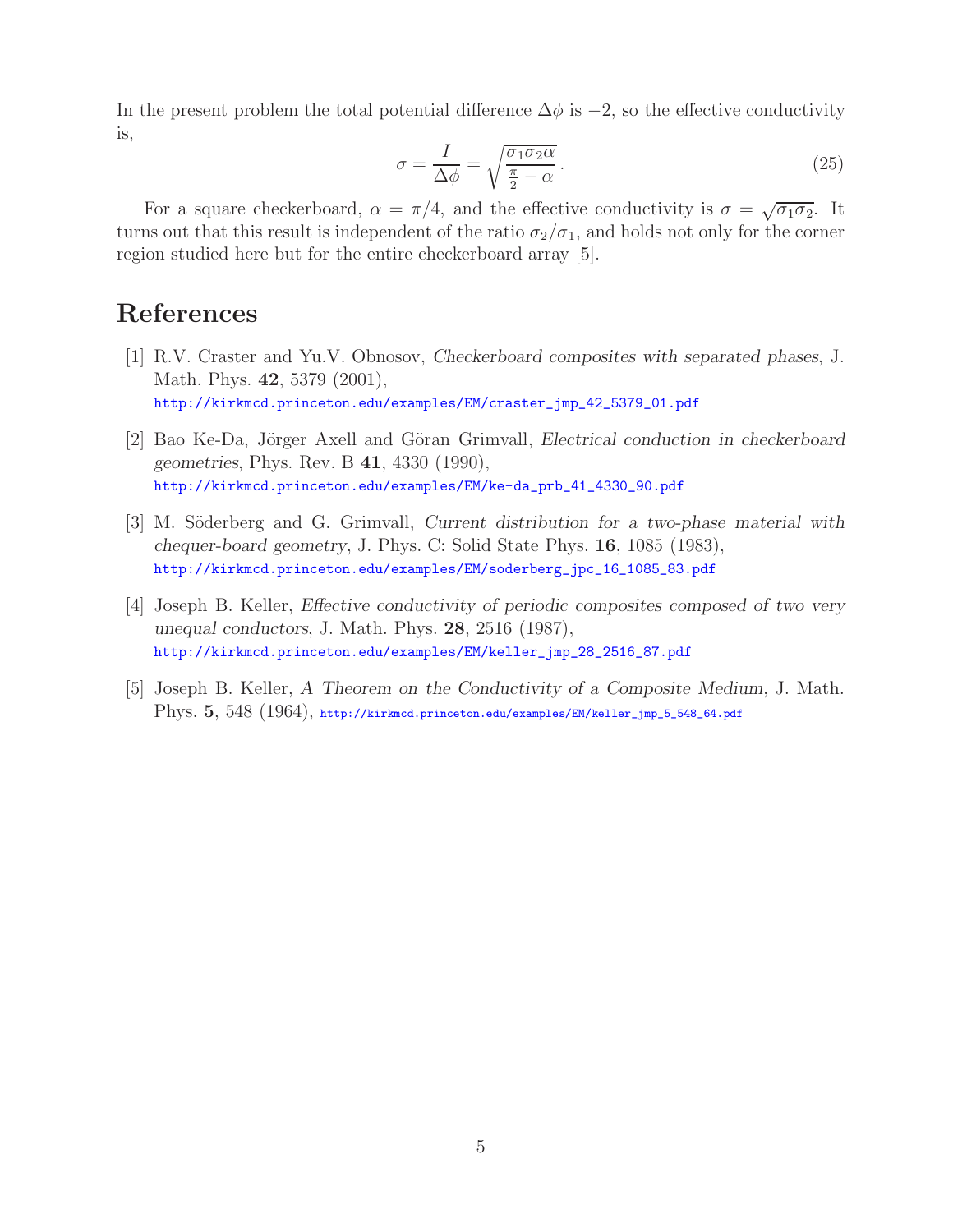In the present problem the total potential difference $\Delta\phi$ is $-2$, so the effective conductivity is,

$$\sigma = \frac{I}{\Delta\phi} = \sqrt{\frac{\sigma_1 \sigma_2 \alpha}{\frac{\pi}{2} - \alpha}}. \tag{25}$$

For a square checkerboard, $\alpha = \pi/4$, and the effective conductivity is $\sigma = \sqrt{\sigma_1 \sigma_2}$. It turns out that this result is independent of the ratio $\sigma_2/\sigma_1$, and holds not only for the corner region studied here but for the entire checkerboard array [5].

# References

[1] R.V. Craster and Yu.V. Obnosov, *Checkerboard composites with separated phases*, J. Math. Phys. **42**, 5379 (2001),
http://kirkmcd.princeton.edu/examples/EM/craster_jmp_42_5379_01.pdf

[2] Bao Ke-Da, Jörger Axell and Göran Grimvall, *Electrical conduction in checkerboard geometries*, Phys. Rev. B **41**, 4330 (1990),
http://kirkmcd.princeton.edu/examples/EM/ke-da_prb_41_4330_90.pdf

[3] M. Söderberg and G. Grimvall, *Current distribution for a two-phase material with chequer-board geometry*, J. Phys. C: Solid State Phys. **16**, 1085 (1983),
http://kirkmcd.princeton.edu/examples/EM/soderberg_jpc_16_1085_83.pdf

[4] Joseph B. Keller, *Effective conductivity of periodic composites composed of two very unequal conductors*, J. Math. Phys. **28**, 2516 (1987),
http://kirkmcd.princeton.edu/examples/EM/keller_jmp_28_2516_87.pdf

[5] Joseph B. Keller, *A Theorem on the Conductivity of a Composite Medium*, J. Math. Phys. **5**, 548 (1964), http://kirkmcd.princeton.edu/examples/EM/keller_jmp_5_548_64.pdf